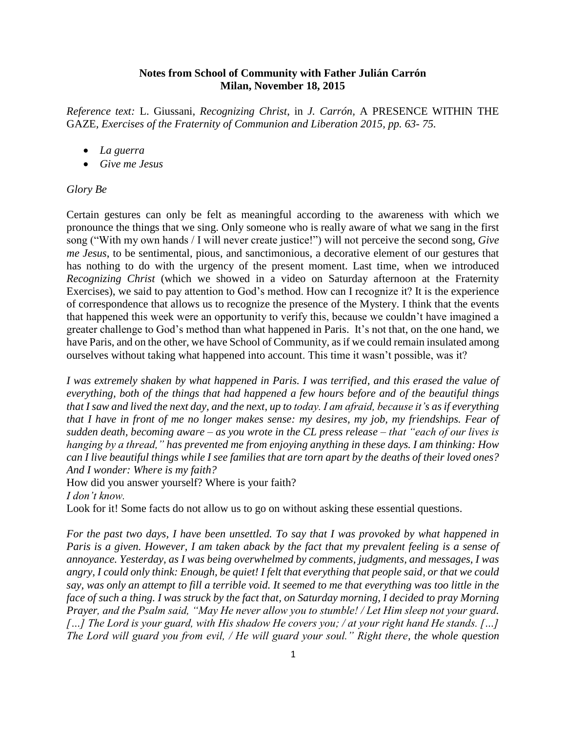**Notes from School of Community with Father Julián Carrón**
**Milan, November 18, 2015**

*Reference text:* L. Giussani, *Recognizing Christ*, in *J. Carrón,* A PRESENCE WITHIN THE GAZE*, Exercises of the Fraternity of Communion and Liberation 2015, pp. 63- 75.*

- *La guerra*
- *Give me Jesus*

*Glory Be*

Certain gestures can only be felt as meaningful according to the awareness with which we pronounce the things that we sing. Only someone who is really aware of what we sang in the first song ("With my own hands / I will never create justice!") will not perceive the second song, *Give me Jesus*, to be sentimental, pious, and sanctimonious, a decorative element of our gestures that has nothing to do with the urgency of the present moment. Last time, when we introduced *Recognizing Christ* (which we showed in a video on Saturday afternoon at the Fraternity Exercises), we said to pay attention to God's method. How can I recognize it? It is the experience of correspondence that allows us to recognize the presence of the Mystery. I think that the events that happened this week were an opportunity to verify this, because we couldn't have imagined a greater challenge to God's method than what happened in Paris. It's not that, on the one hand, we have Paris, and on the other, we have School of Community, as if we could remain insulated among ourselves without taking what happened into account. This time it wasn't possible, was it?

*I was extremely shaken by what happened in Paris. I was terrified, and this erased the value of everything, both of the things that had happened a few hours before and of the beautiful things that I saw and lived the next day, and the next, up to today. I am afraid, because it's as if everything that I have in front of me no longer makes sense: my desires, my job, my friendships. Fear of sudden death, becoming aware – as you wrote in the CL press release – that "each of our lives is hanging by a thread," has prevented me from enjoying anything in these days. I am thinking: How can I live beautiful things while I see families that are torn apart by the deaths of their loved ones? And I wonder: Where is my faith?*

How did you answer yourself? Where is your faith?

*I don't know.*

Look for it! Some facts do not allow us to go on without asking these essential questions.

*For the past two days, I have been unsettled. To say that I was provoked by what happened in Paris is a given. However, I am taken aback by the fact that my prevalent feeling is a sense of annoyance. Yesterday, as I was being overwhelmed by comments, judgments, and messages, I was angry, I could only think: Enough, be quiet! I felt that everything that people said, or that we could say, was only an attempt to fill a terrible void. It seemed to me that everything was too little in the face of such a thing. I was struck by the fact that, on Saturday morning, I decided to pray Morning Prayer, and the Psalm said, "May He never allow you to stumble! / Let Him sleep not your guard. […] The Lord is your guard, with His shadow He covers you; / at your right hand He stands. […] The Lord will guard you from evil, / He will guard your soul." Right there, the whole question*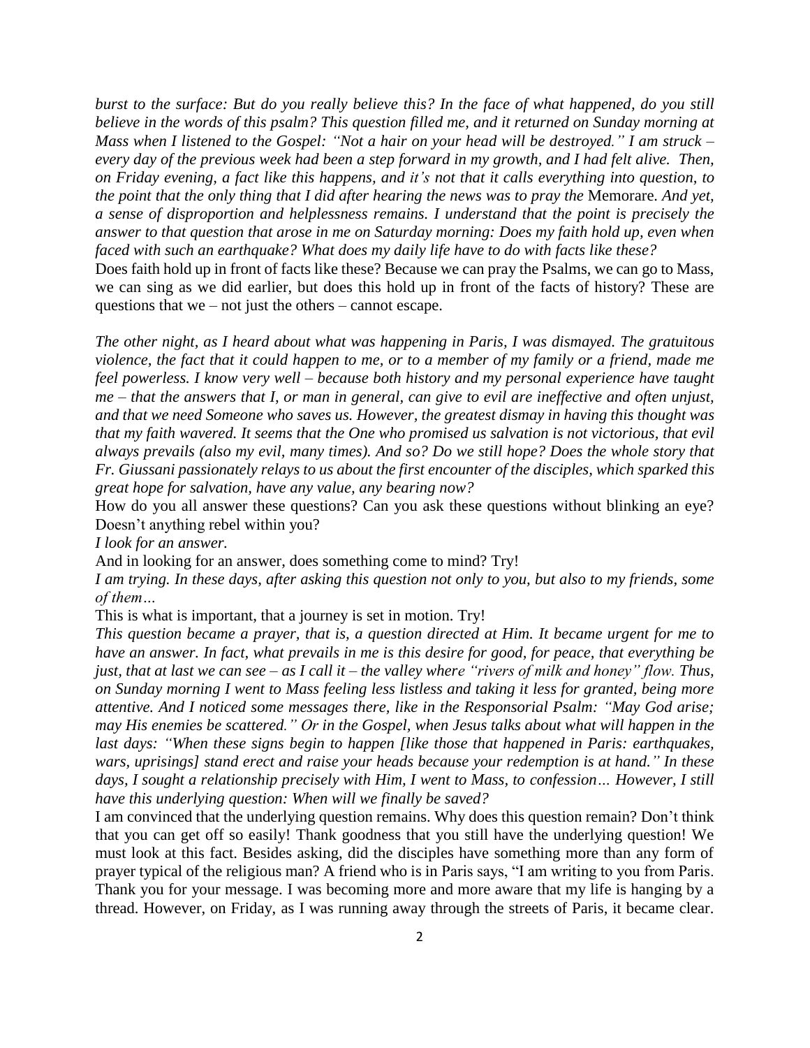*burst to the surface: But do you really believe this? In the face of what happened, do you still believe in the words of this psalm? This question filled me, and it returned on Sunday morning at Mass when I listened to the Gospel: "Not a hair on your head will be destroyed." I am struck – every day of the previous week had been a step forward in my growth, and I had felt alive. Then, on Friday evening, a fact like this happens, and it's not that it calls everything into question, to the point that the only thing that I did after hearing the news was to pray the* Memorare. *And yet, a sense of disproportion and helplessness remains. I understand that the point is precisely the answer to that question that arose in me on Saturday morning: Does my faith hold up, even when faced with such an earthquake? What does my daily life have to do with facts like these?*

Does faith hold up in front of facts like these? Because we can pray the Psalms, we can go to Mass, we can sing as we did earlier, but does this hold up in front of the facts of history? These are questions that we – not just the others – cannot escape.

*The other night, as I heard about what was happening in Paris, I was dismayed. The gratuitous violence, the fact that it could happen to me, or to a member of my family or a friend, made me feel powerless. I know very well – because both history and my personal experience have taught me – that the answers that I, or man in general, can give to evil are ineffective and often unjust, and that we need Someone who saves us. However, the greatest dismay in having this thought was that my faith wavered. It seems that the One who promised us salvation is not victorious, that evil always prevails (also my evil, many times). And so? Do we still hope? Does the whole story that Fr. Giussani passionately relays to us about the first encounter of the disciples, which sparked this great hope for salvation, have any value, any bearing now?*

How do you all answer these questions? Can you ask these questions without blinking an eye? Doesn't anything rebel within you?

*I look for an answer.*

And in looking for an answer, does something come to mind? Try!

*I am trying. In these days, after asking this question not only to you, but also to my friends, some of them…*

This is what is important, that a journey is set in motion. Try!

*This question became a prayer, that is, a question directed at Him. It became urgent for me to have an answer. In fact, what prevails in me is this desire for good, for peace, that everything be just, that at last we can see – as I call it – the valley where "rivers of milk and honey" flow. Thus, on Sunday morning I went to Mass feeling less listless and taking it less for granted, being more attentive. And I noticed some messages there, like in the Responsorial Psalm: "May God arise; may His enemies be scattered." Or in the Gospel, when Jesus talks about what will happen in the last days: "When these signs begin to happen [like those that happened in Paris: earthquakes, wars, uprisings] stand erect and raise your heads because your redemption is at hand." In these days, I sought a relationship precisely with Him, I went to Mass, to confession… However, I still have this underlying question: When will we finally be saved?*

I am convinced that the underlying question remains. Why does this question remain? Don't think that you can get off so easily! Thank goodness that you still have the underlying question! We must look at this fact. Besides asking, did the disciples have something more than any form of prayer typical of the religious man? A friend who is in Paris says, "I am writing to you from Paris. Thank you for your message. I was becoming more and more aware that my life is hanging by a thread. However, on Friday, as I was running away through the streets of Paris, it became clear.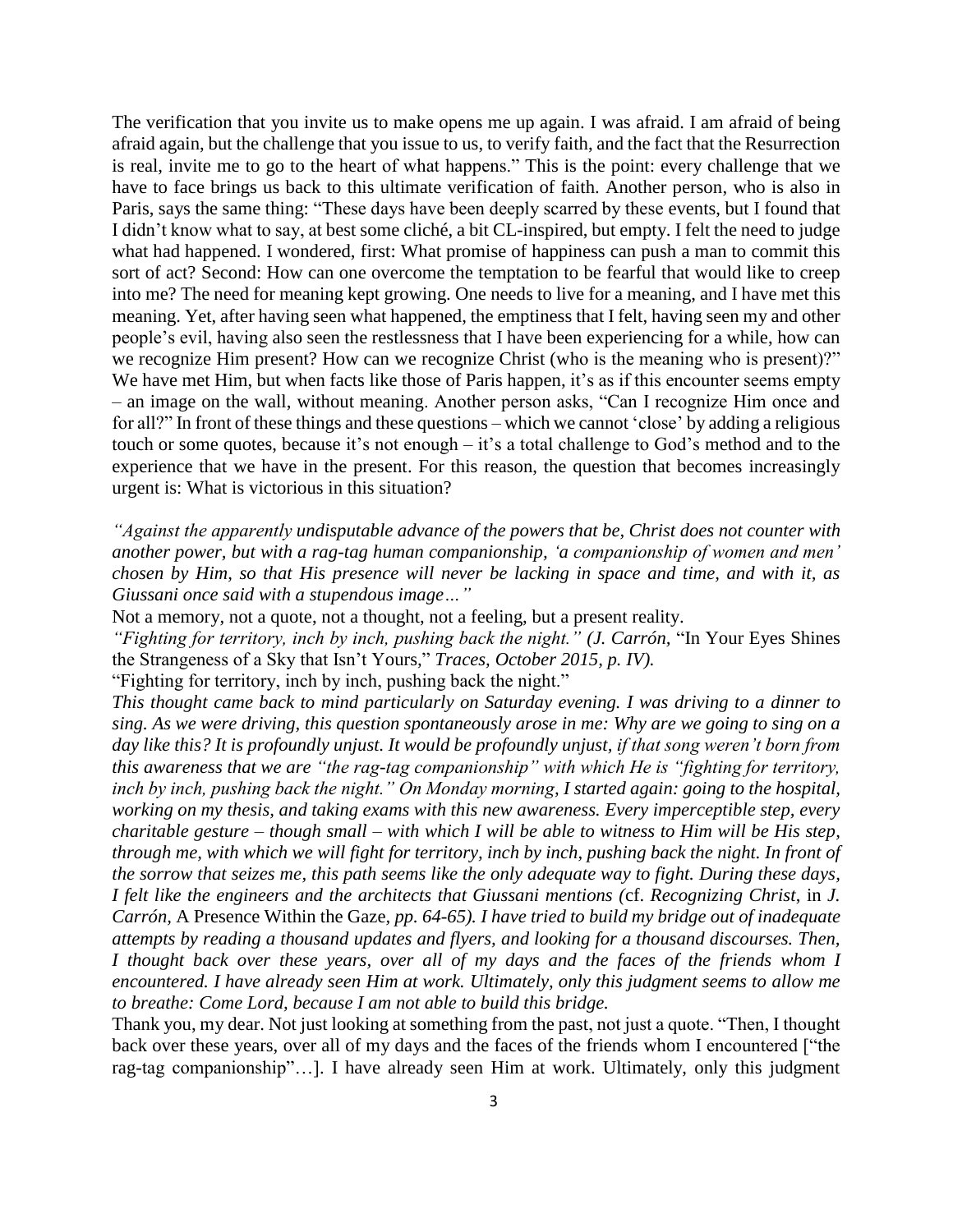The verification that you invite us to make opens me up again. I was afraid. I am afraid of being afraid again, but the challenge that you issue to us, to verify faith, and the fact that the Resurrection is real, invite me to go to the heart of what happens." This is the point: every challenge that we have to face brings us back to this ultimate verification of faith. Another person, who is also in Paris, says the same thing: "These days have been deeply scarred by these events, but I found that I didn't know what to say, at best some cliché, a bit CL-inspired, but empty. I felt the need to judge what had happened. I wondered, first: What promise of happiness can push a man to commit this sort of act? Second: How can one overcome the temptation to be fearful that would like to creep into me? The need for meaning kept growing. One needs to live for a meaning, and I have met this meaning. Yet, after having seen what happened, the emptiness that I felt, having seen my and other people's evil, having also seen the restlessness that I have been experiencing for a while, how can we recognize Him present? How can we recognize Christ (who is the meaning who is present)?" We have met Him, but when facts like those of Paris happen, it's as if this encounter seems empty – an image on the wall, without meaning. Another person asks, "Can I recognize Him once and for all?" In front of these things and these questions – which we cannot 'close' by adding a religious touch or some quotes, because it's not enough – it's a total challenge to God's method and to the experience that we have in the present. For this reason, the question that becomes increasingly urgent is: What is victorious in this situation?

*"Against the apparently undisputable advance of the powers that be, Christ does not counter with another power, but with a rag-tag human companionship, 'a companionship of women and men' chosen by Him, so that His presence will never be lacking in space and time, and with it, as Giussani once said with a stupendous image…"*

Not a memory, not a quote, not a thought, not a feeling, but a present reality.

*"Fighting for territory, inch by inch, pushing back the night." (J. Carrón,* "In Your Eyes Shines the Strangeness of a Sky that Isn't Yours," *Traces, October 2015, p. IV).*

"Fighting for territory, inch by inch, pushing back the night."

*This thought came back to mind particularly on Saturday evening. I was driving to a dinner to sing. As we were driving, this question spontaneously arose in me: Why are we going to sing on a day like this? It is profoundly unjust. It would be profoundly unjust, if that song weren't born from this awareness that we are "the rag-tag companionship" with which He is "fighting for territory, inch by inch, pushing back the night." On Monday morning, I started again: going to the hospital, working on my thesis, and taking exams with this new awareness. Every imperceptible step, every charitable gesture – though small – with which I will be able to witness to Him will be His step, through me, with which we will fight for territory, inch by inch, pushing back the night. In front of the sorrow that seizes me, this path seems like the only adequate way to fight. During these days, I felt like the engineers and the architects that Giussani mentions (*cf. *Recognizing Christ*, in *J. Carrón,* A Presence Within the Gaze*, pp. 64-65). I have tried to build my bridge out of inadequate attempts by reading a thousand updates and flyers, and looking for a thousand discourses. Then, I thought back over these years, over all of my days and the faces of the friends whom I encountered. I have already seen Him at work. Ultimately, only this judgment seems to allow me to breathe: Come Lord, because I am not able to build this bridge.*

Thank you, my dear. Not just looking at something from the past, not just a quote. "Then, I thought back over these years, over all of my days and the faces of the friends whom I encountered ["the rag-tag companionship"…]. I have already seen Him at work. Ultimately, only this judgment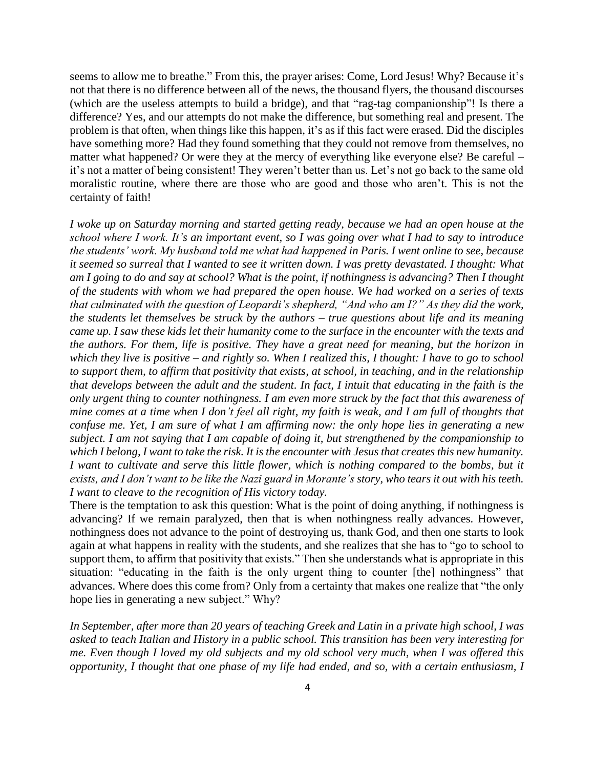seems to allow me to breathe." From this, the prayer arises: Come, Lord Jesus! Why? Because it's not that there is no difference between all of the news, the thousand flyers, the thousand discourses (which are the useless attempts to build a bridge), and that "rag-tag companionship"! Is there a difference? Yes, and our attempts do not make the difference, but something real and present. The problem is that often, when things like this happen, it's as if this fact were erased. Did the disciples have something more? Had they found something that they could not remove from themselves, no matter what happened? Or were they at the mercy of everything like everyone else? Be careful – it's not a matter of being consistent! They weren't better than us. Let's not go back to the same old moralistic routine, where there are those who are good and those who aren't. This is not the certainty of faith!

*I woke up on Saturday morning and started getting ready, because we had an open house at the school where I work. It's an important event, so I was going over what I had to say to introduce the students' work. My husband told me what had happened in Paris. I went online to see, because it seemed so surreal that I wanted to see it written down. I was pretty devastated. I thought: What am I going to do and say at school? What is the point, if nothingness is advancing? Then I thought of the students with whom we had prepared the open house. We had worked on a series of texts that culminated with the question of Leopardi's shepherd, "And who am I?" As they did the work, the students let themselves be struck by the authors – true questions about life and its meaning came up. I saw these kids let their humanity come to the surface in the encounter with the texts and the authors. For them, life is positive. They have a great need for meaning, but the horizon in which they live is positive – and rightly so. When I realized this, I thought: I have to go to school to support them, to affirm that positivity that exists, at school, in teaching, and in the relationship that develops between the adult and the student. In fact, I intuit that educating in the faith is the only urgent thing to counter nothingness. I am even more struck by the fact that this awareness of mine comes at a time when I don't feel all right, my faith is weak, and I am full of thoughts that confuse me. Yet, I am sure of what I am affirming now: the only hope lies in generating a new subject. I am not saying that I am capable of doing it, but strengthened by the companionship to which I belong, I want to take the risk. It is the encounter with Jesus that creates this new humanity. I want to cultivate and serve this little flower, which is nothing compared to the bombs, but it exists, and I don't want to be like the Nazi guard in Morante's story, who tears it out with his teeth. I want to cleave to the recognition of His victory today.*

There is the temptation to ask this question: What is the point of doing anything, if nothingness is advancing? If we remain paralyzed, then that is when nothingness really advances. However, nothingness does not advance to the point of destroying us, thank God, and then one starts to look again at what happens in reality with the students, and she realizes that she has to "go to school to support them, to affirm that positivity that exists." Then she understands what is appropriate in this situation: "educating in the faith is the only urgent thing to counter [the] nothingness" that advances. Where does this come from? Only from a certainty that makes one realize that "the only hope lies in generating a new subject." Why?

*In September, after more than 20 years of teaching Greek and Latin in a private high school, I was asked to teach Italian and History in a public school. This transition has been very interesting for me. Even though I loved my old subjects and my old school very much, when I was offered this opportunity, I thought that one phase of my life had ended, and so, with a certain enthusiasm, I*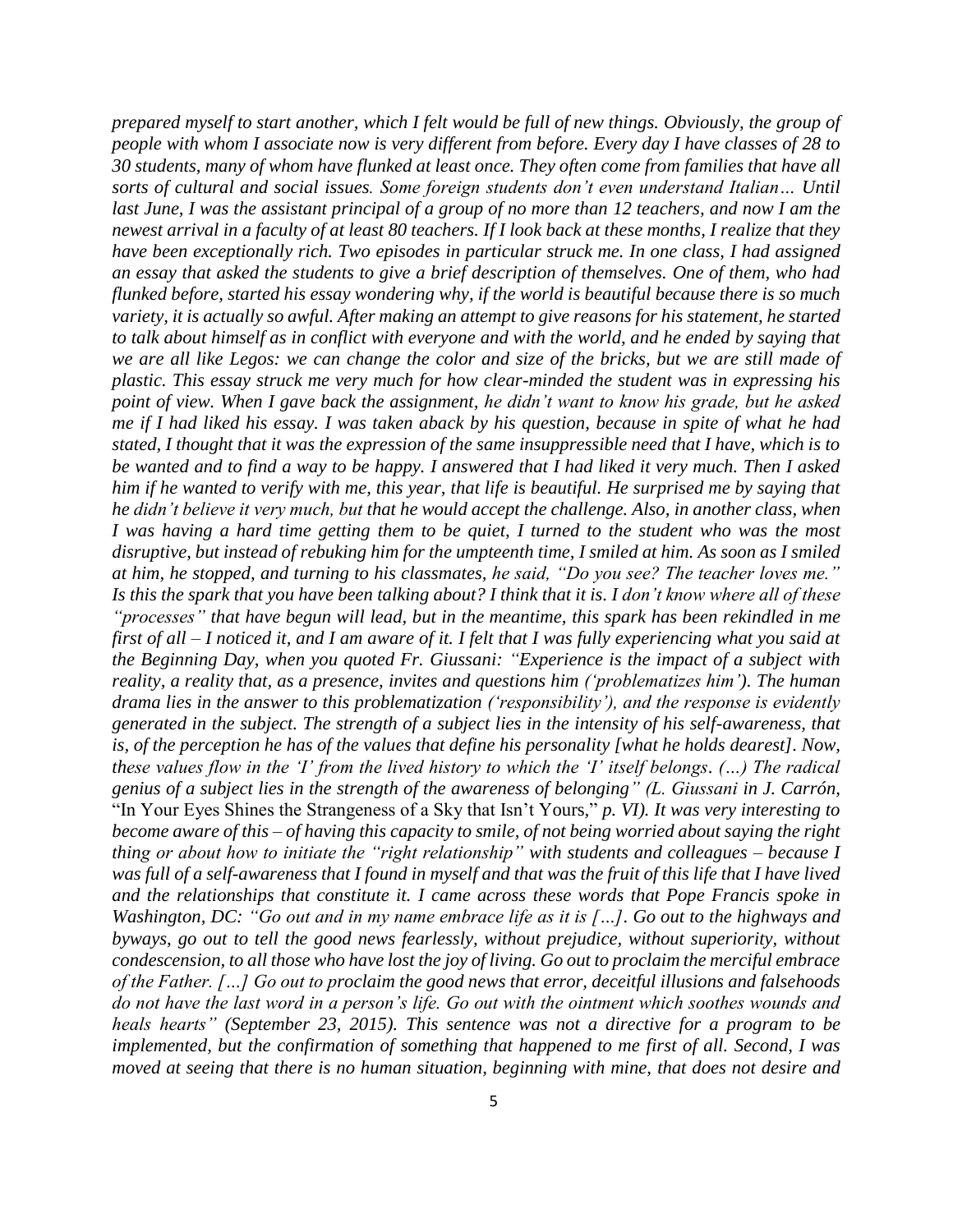*prepared myself to start another, which I felt would be full of new things. Obviously, the group of people with whom I associate now is very different from before. Every day I have classes of 28 to 30 students, many of whom have flunked at least once. They often come from families that have all sorts of cultural and social issues. Some foreign students don't even understand Italian… Until last June, I was the assistant principal of a group of no more than 12 teachers, and now I am the newest arrival in a faculty of at least 80 teachers. If I look back at these months, I realize that they have been exceptionally rich. Two episodes in particular struck me. In one class, I had assigned an essay that asked the students to give a brief description of themselves. One of them, who had flunked before, started his essay wondering why, if the world is beautiful because there is so much variety, it is actually so awful. After making an attempt to give reasons for his statement, he started to talk about himself as in conflict with everyone and with the world, and he ended by saying that we are all like Legos: we can change the color and size of the bricks, but we are still made of plastic. This essay struck me very much for how clear-minded the student was in expressing his point of view. When I gave back the assignment, he didn't want to know his grade, but he asked me if I had liked his essay. I was taken aback by his question, because in spite of what he had stated, I thought that it was the expression of the same insuppressible need that I have, which is to be wanted and to find a way to be happy. I answered that I had liked it very much. Then I asked him if he wanted to verify with me, this year, that life is beautiful. He surprised me by saying that he didn't believe it very much, but that he would accept the challenge. Also, in another class, when I was having a hard time getting them to be quiet, I turned to the student who was the most disruptive, but instead of rebuking him for the umpteenth time, I smiled at him. As soon as I smiled at him, he stopped, and turning to his classmates, he said, "Do you see? The teacher loves me." Is this the spark that you have been talking about? I think that it is. I don't know where all of these "processes" that have begun will lead, but in the meantime, this spark has been rekindled in me first of all – I noticed it, and I am aware of it. I felt that I was fully experiencing what you said at the Beginning Day, when you quoted Fr. Giussani: "Experience is the impact of a subject with reality, a reality that, as a presence, invites and questions him ('problematizes him'). The human drama lies in the answer to this problematization ('responsibility'), and the response is evidently generated in the subject. The strength of a subject lies in the intensity of his self-awareness, that is, of the perception he has of the values that define his personality [what he holds dearest]. Now, these values flow in the 'I' from the lived history to which the 'I' itself belongs. (…) The radical genius of a subject lies in the strength of the awareness of belonging" (L. Giussani in J. Carrón,* "In Your Eyes Shines the Strangeness of a Sky that Isn't Yours," *p. VI). It was very interesting to become aware of this – of having this capacity to smile, of not being worried about saying the right thing or about how to initiate the "right relationship" with students and colleagues – because I was full of a self-awareness that I found in myself and that was the fruit of this life that I have lived and the relationships that constitute it. I came across these words that Pope Francis spoke in Washington, DC: "Go out and in my name embrace life as it is […]. Go out to the highways and byways, go out to tell the good news fearlessly, without prejudice, without superiority, without condescension, to all those who have lost the joy of living. Go out to proclaim the merciful embrace of the Father. […] Go out to proclaim the good news that error, deceitful illusions and falsehoods do not have the last word in a person's life. Go out with the ointment which soothes wounds and heals hearts" (September 23, 2015). This sentence was not a directive for a program to be implemented, but the confirmation of something that happened to me first of all. Second, I was moved at seeing that there is no human situation, beginning with mine, that does not desire and*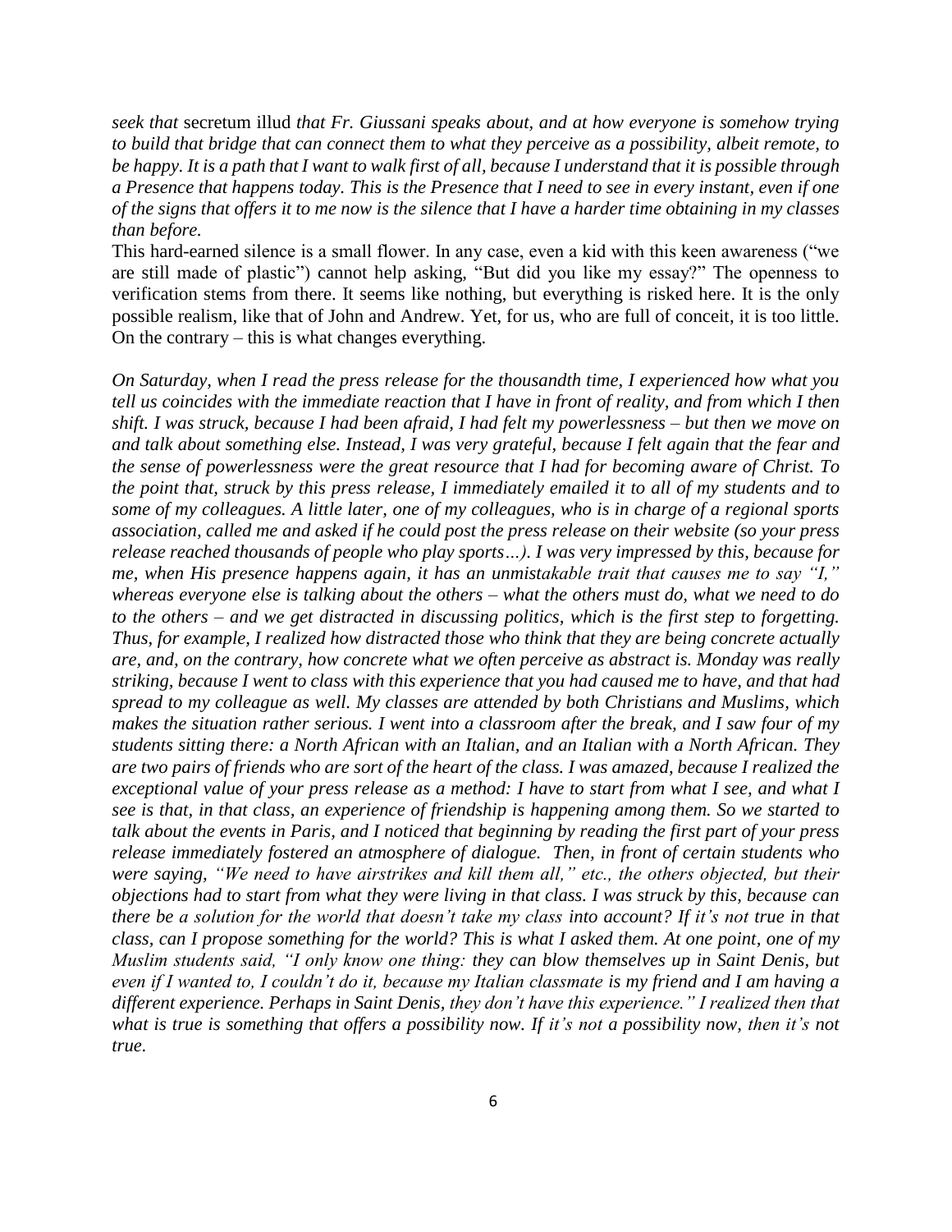*seek that* secretum illud *that Fr. Giussani speaks about, and at how everyone is somehow trying to build that bridge that can connect them to what they perceive as a possibility, albeit remote, to be happy. It is a path that I want to walk first of all, because I understand that it is possible through a Presence that happens today. This is the Presence that I need to see in every instant, even if one of the signs that offers it to me now is the silence that I have a harder time obtaining in my classes than before.*

This hard-earned silence is a small flower. In any case, even a kid with this keen awareness ("we are still made of plastic") cannot help asking, "But did you like my essay?" The openness to verification stems from there. It seems like nothing, but everything is risked here. It is the only possible realism, like that of John and Andrew. Yet, for us, who are full of conceit, it is too little. On the contrary – this is what changes everything.

*On Saturday, when I read the press release for the thousandth time, I experienced how what you tell us coincides with the immediate reaction that I have in front of reality, and from which I then shift. I was struck, because I had been afraid, I had felt my powerlessness – but then we move on and talk about something else. Instead, I was very grateful, because I felt again that the fear and the sense of powerlessness were the great resource that I had for becoming aware of Christ. To the point that, struck by this press release, I immediately emailed it to all of my students and to some of my colleagues. A little later, one of my colleagues, who is in charge of a regional sports association, called me and asked if he could post the press release on their website (so your press release reached thousands of people who play sports…). I was very impressed by this, because for me, when His presence happens again, it has an unmistakable trait that causes me to say "I," whereas everyone else is talking about the others – what the others must do, what we need to do to the others – and we get distracted in discussing politics, which is the first step to forgetting. Thus, for example, I realized how distracted those who think that they are being concrete actually are, and, on the contrary, how concrete what we often perceive as abstract is. Monday was really striking, because I went to class with this experience that you had caused me to have, and that had spread to my colleague as well. My classes are attended by both Christians and Muslims, which makes the situation rather serious. I went into a classroom after the break, and I saw four of my students sitting there: a North African with an Italian, and an Italian with a North African. They are two pairs of friends who are sort of the heart of the class. I was amazed, because I realized the exceptional value of your press release as a method: I have to start from what I see, and what I see is that, in that class, an experience of friendship is happening among them. So we started to talk about the events in Paris, and I noticed that beginning by reading the first part of your press release immediately fostered an atmosphere of dialogue. Then, in front of certain students who were saying, "We need to have airstrikes and kill them all," etc., the others objected, but their objections had to start from what they were living in that class. I was struck by this, because can there be a solution for the world that doesn't take my class into account? If it's not true in that class, can I propose something for the world? This is what I asked them. At one point, one of my Muslim students said, "I only know one thing: they can blow themselves up in Saint Denis, but even if I wanted to, I couldn't do it, because my Italian classmate is my friend and I am having a different experience. Perhaps in Saint Denis, they don't have this experience." I realized then that what is true is something that offers a possibility now. If it's not a possibility now, then it's not true.*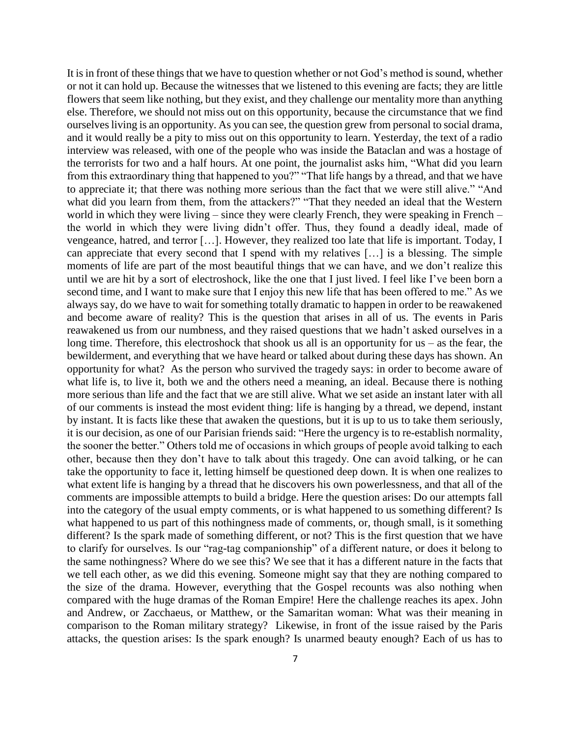It is in front of these things that we have to question whether or not God's method is sound, whether or not it can hold up. Because the witnesses that we listened to this evening are facts; they are little flowers that seem like nothing, but they exist, and they challenge our mentality more than anything else. Therefore, we should not miss out on this opportunity, because the circumstance that we find ourselves living is an opportunity. As you can see, the question grew from personal to social drama, and it would really be a pity to miss out on this opportunity to learn. Yesterday, the text of a radio interview was released, with one of the people who was inside the Bataclan and was a hostage of the terrorists for two and a half hours. At one point, the journalist asks him, "What did you learn from this extraordinary thing that happened to you?" "That life hangs by a thread, and that we have to appreciate it; that there was nothing more serious than the fact that we were still alive." "And what did you learn from them, from the attackers?" "That they needed an ideal that the Western world in which they were living – since they were clearly French, they were speaking in French – the world in which they were living didn't offer. Thus, they found a deadly ideal, made of vengeance, hatred, and terror […]. However, they realized too late that life is important. Today, I can appreciate that every second that I spend with my relatives […] is a blessing. The simple moments of life are part of the most beautiful things that we can have, and we don't realize this until we are hit by a sort of electroshock, like the one that I just lived. I feel like I've been born a second time, and I want to make sure that I enjoy this new life that has been offered to me." As we always say, do we have to wait for something totally dramatic to happen in order to be reawakened and become aware of reality? This is the question that arises in all of us. The events in Paris reawakened us from our numbness, and they raised questions that we hadn't asked ourselves in a long time. Therefore, this electroshock that shook us all is an opportunity for us – as the fear, the bewilderment, and everything that we have heard or talked about during these days has shown. An opportunity for what? As the person who survived the tragedy says: in order to become aware of what life is, to live it, both we and the others need a meaning, an ideal. Because there is nothing more serious than life and the fact that we are still alive. What we set aside an instant later with all of our comments is instead the most evident thing: life is hanging by a thread, we depend, instant by instant. It is facts like these that awaken the questions, but it is up to us to take them seriously, it is our decision, as one of our Parisian friends said: "Here the urgency is to re-establish normality, the sooner the better." Others told me of occasions in which groups of people avoid talking to each other, because then they don't have to talk about this tragedy. One can avoid talking, or he can take the opportunity to face it, letting himself be questioned deep down. It is when one realizes to what extent life is hanging by a thread that he discovers his own powerlessness, and that all of the comments are impossible attempts to build a bridge. Here the question arises: Do our attempts fall into the category of the usual empty comments, or is what happened to us something different? Is what happened to us part of this nothingness made of comments, or, though small, is it something different? Is the spark made of something different, or not? This is the first question that we have to clarify for ourselves. Is our "rag-tag companionship" of a different nature, or does it belong to the same nothingness? Where do we see this? We see that it has a different nature in the facts that we tell each other, as we did this evening. Someone might say that they are nothing compared to the size of the drama. However, everything that the Gospel recounts was also nothing when compared with the huge dramas of the Roman Empire! Here the challenge reaches its apex. John and Andrew, or Zacchaeus, or Matthew, or the Samaritan woman: What was their meaning in comparison to the Roman military strategy? Likewise, in front of the issue raised by the Paris attacks, the question arises: Is the spark enough? Is unarmed beauty enough? Each of us has to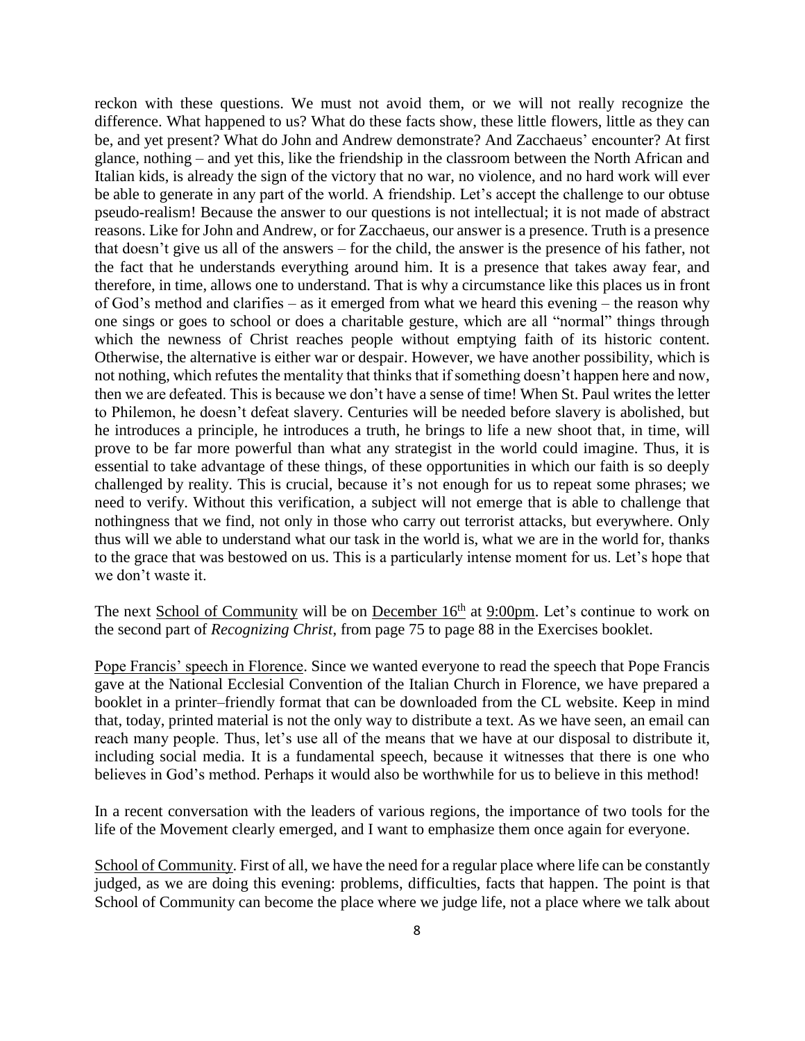reckon with these questions. We must not avoid them, or we will not really recognize the difference. What happened to us? What do these facts show, these little flowers, little as they can be, and yet present? What do John and Andrew demonstrate? And Zacchaeus' encounter? At first glance, nothing – and yet this, like the friendship in the classroom between the North African and Italian kids, is already the sign of the victory that no war, no violence, and no hard work will ever be able to generate in any part of the world. A friendship. Let's accept the challenge to our obtuse pseudo-realism! Because the answer to our questions is not intellectual; it is not made of abstract reasons. Like for John and Andrew, or for Zacchaeus, our answer is a presence. Truth is a presence that doesn't give us all of the answers – for the child, the answer is the presence of his father, not the fact that he understands everything around him. It is a presence that takes away fear, and therefore, in time, allows one to understand. That is why a circumstance like this places us in front of God's method and clarifies – as it emerged from what we heard this evening – the reason why one sings or goes to school or does a charitable gesture, which are all "normal" things through which the newness of Christ reaches people without emptying faith of its historic content. Otherwise, the alternative is either war or despair. However, we have another possibility, which is not nothing, which refutes the mentality that thinks that if something doesn't happen here and now, then we are defeated. This is because we don't have a sense of time! When St. Paul writes the letter to Philemon, he doesn't defeat slavery. Centuries will be needed before slavery is abolished, but he introduces a principle, he introduces a truth, he brings to life a new shoot that, in time, will prove to be far more powerful than what any strategist in the world could imagine. Thus, it is essential to take advantage of these things, of these opportunities in which our faith is so deeply challenged by reality. This is crucial, because it's not enough for us to repeat some phrases; we need to verify. Without this verification, a subject will not emerge that is able to challenge that nothingness that we find, not only in those who carry out terrorist attacks, but everywhere. Only thus will we able to understand what our task in the world is, what we are in the world for, thanks to the grace that was bestowed on us. This is a particularly intense moment for us. Let's hope that we don't waste it.

The next School of Community will be on December 16th at 9:00pm. Let's continue to work on the second part of *Recognizing Christ*, from page 75 to page 88 in the Exercises booklet.

Pope Francis' speech in Florence. Since we wanted everyone to read the speech that Pope Francis gave at the National Ecclesial Convention of the Italian Church in Florence, we have prepared a booklet in a printer–friendly format that can be downloaded from the CL website. Keep in mind that, today, printed material is not the only way to distribute a text. As we have seen, an email can reach many people. Thus, let's use all of the means that we have at our disposal to distribute it, including social media. It is a fundamental speech, because it witnesses that there is one who believes in God's method. Perhaps it would also be worthwhile for us to believe in this method!

In a recent conversation with the leaders of various regions, the importance of two tools for the life of the Movement clearly emerged, and I want to emphasize them once again for everyone.

School of Community. First of all, we have the need for a regular place where life can be constantly judged, as we are doing this evening: problems, difficulties, facts that happen. The point is that School of Community can become the place where we judge life, not a place where we talk about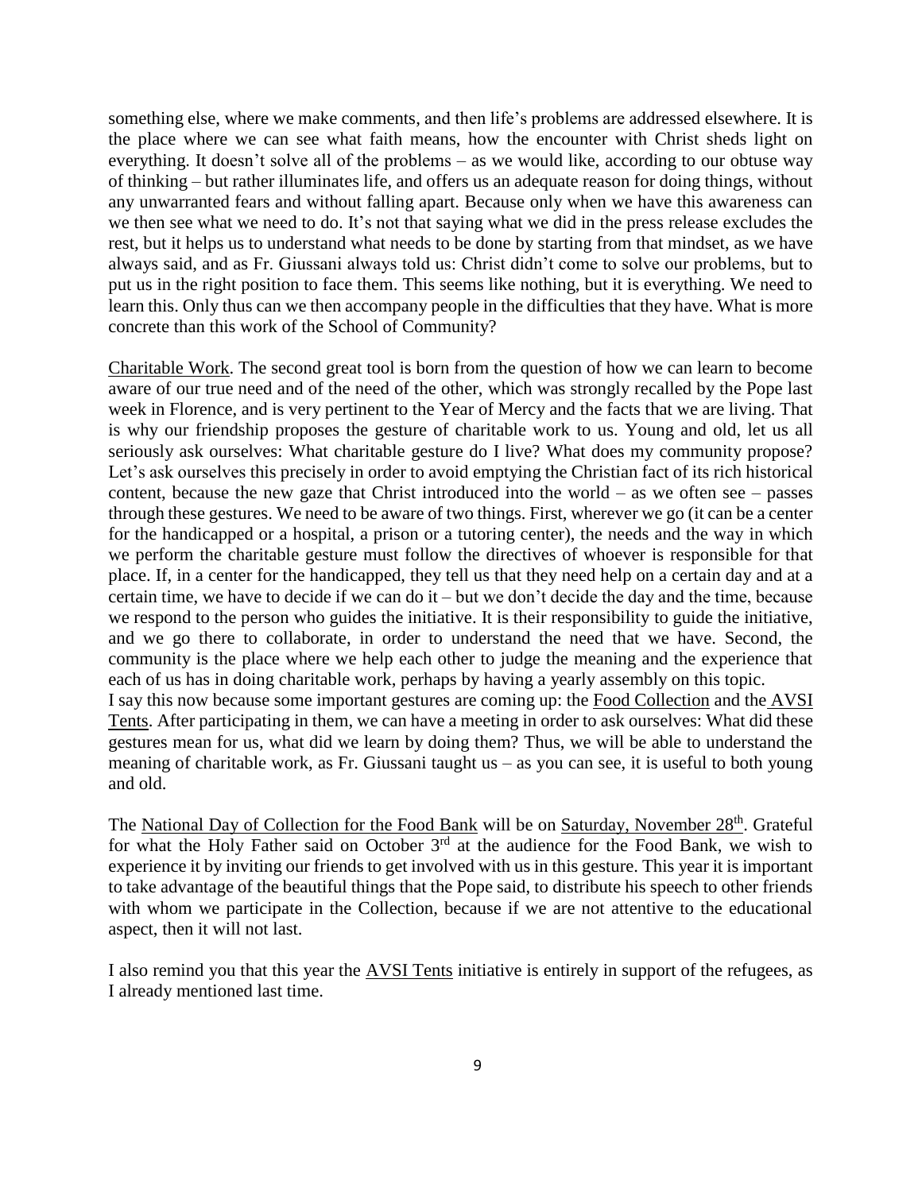something else, where we make comments, and then life's problems are addressed elsewhere. It is the place where we can see what faith means, how the encounter with Christ sheds light on everything. It doesn't solve all of the problems – as we would like, according to our obtuse way of thinking – but rather illuminates life, and offers us an adequate reason for doing things, without any unwarranted fears and without falling apart. Because only when we have this awareness can we then see what we need to do. It's not that saying what we did in the press release excludes the rest, but it helps us to understand what needs to be done by starting from that mindset, as we have always said, and as Fr. Giussani always told us: Christ didn't come to solve our problems, but to put us in the right position to face them. This seems like nothing, but it is everything. We need to learn this. Only thus can we then accompany people in the difficulties that they have. What is more concrete than this work of the School of Community?

Charitable Work. The second great tool is born from the question of how we can learn to become aware of our true need and of the need of the other, which was strongly recalled by the Pope last week in Florence, and is very pertinent to the Year of Mercy and the facts that we are living. That is why our friendship proposes the gesture of charitable work to us. Young and old, let us all seriously ask ourselves: What charitable gesture do I live? What does my community propose? Let's ask ourselves this precisely in order to avoid emptying the Christian fact of its rich historical content, because the new gaze that Christ introduced into the world – as we often see – passes through these gestures. We need to be aware of two things. First, wherever we go (it can be a center for the handicapped or a hospital, a prison or a tutoring center), the needs and the way in which we perform the charitable gesture must follow the directives of whoever is responsible for that place. If, in a center for the handicapped, they tell us that they need help on a certain day and at a certain time, we have to decide if we can do it – but we don't decide the day and the time, because we respond to the person who guides the initiative. It is their responsibility to guide the initiative, and we go there to collaborate, in order to understand the need that we have. Second, the community is the place where we help each other to judge the meaning and the experience that each of us has in doing charitable work, perhaps by having a yearly assembly on this topic.
I say this now because some important gestures are coming up: the Food Collection and the AVSI Tents. After participating in them, we can have a meeting in order to ask ourselves: What did these gestures mean for us, what did we learn by doing them? Thus, we will be able to understand the meaning of charitable work, as Fr. Giussani taught us – as you can see, it is useful to both young and old.

The National Day of Collection for the Food Bank will be on Saturday, November 28th. Grateful for what the Holy Father said on October 3rd at the audience for the Food Bank, we wish to experience it by inviting our friends to get involved with us in this gesture. This year it is important to take advantage of the beautiful things that the Pope said, to distribute his speech to other friends with whom we participate in the Collection, because if we are not attentive to the educational aspect, then it will not last.

I also remind you that this year the AVSI Tents initiative is entirely in support of the refugees, as I already mentioned last time.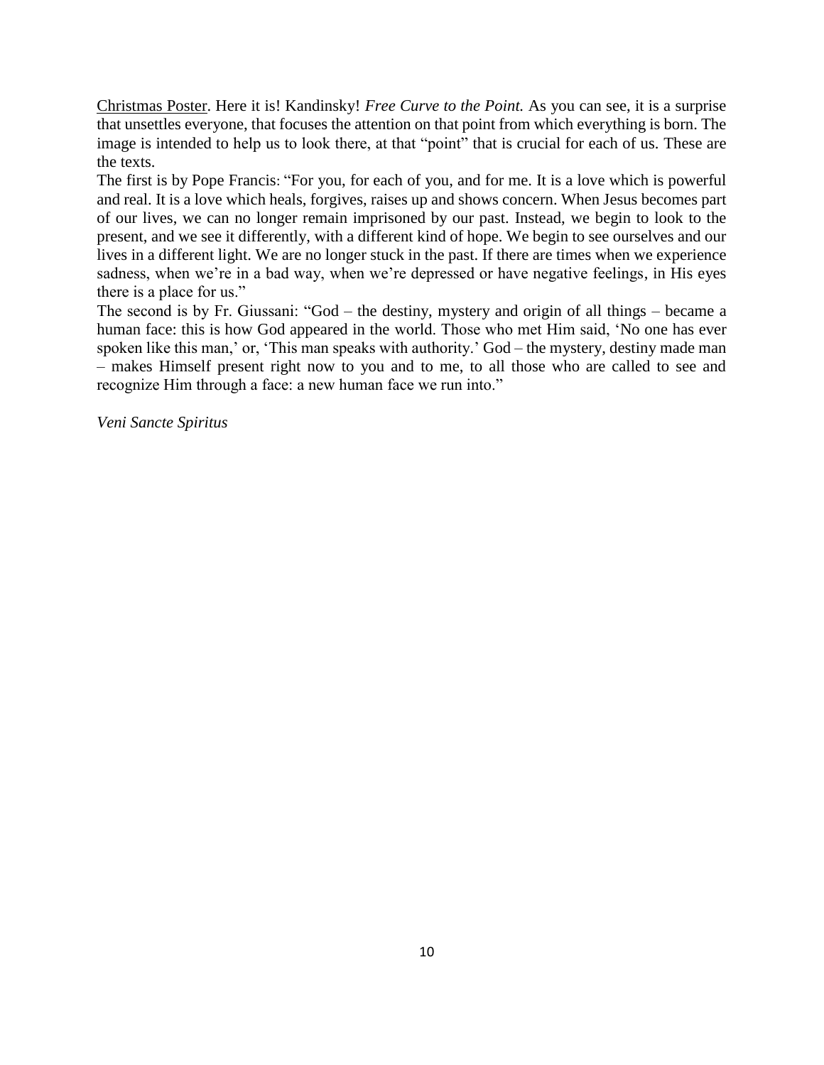<u>Christmas Poster</u>. Here it is! Kandinsky! *Free Curve to the Point.* As you can see, it is a surprise that unsettles everyone, that focuses the attention on that point from which everything is born. The image is intended to help us to look there, at that "point" that is crucial for each of us. These are the texts.

The first is by Pope Francis: "For you, for each of you, and for me. It is a love which is powerful and real. It is a love which heals, forgives, raises up and shows concern. When Jesus becomes part of our lives, we can no longer remain imprisoned by our past. Instead, we begin to look to the present, and we see it differently, with a different kind of hope. We begin to see ourselves and our lives in a different light. We are no longer stuck in the past. If there are times when we experience sadness, when we're in a bad way, when we're depressed or have negative feelings, in His eyes there is a place for us."

The second is by Fr. Giussani: "God – the destiny, mystery and origin of all things – became a human face: this is how God appeared in the world. Those who met Him said, 'No one has ever spoken like this man,' or, 'This man speaks with authority.' God – the mystery, destiny made man – makes Himself present right now to you and to me, to all those who are called to see and recognize Him through a face: a new human face we run into."

*Veni Sancte Spiritus*